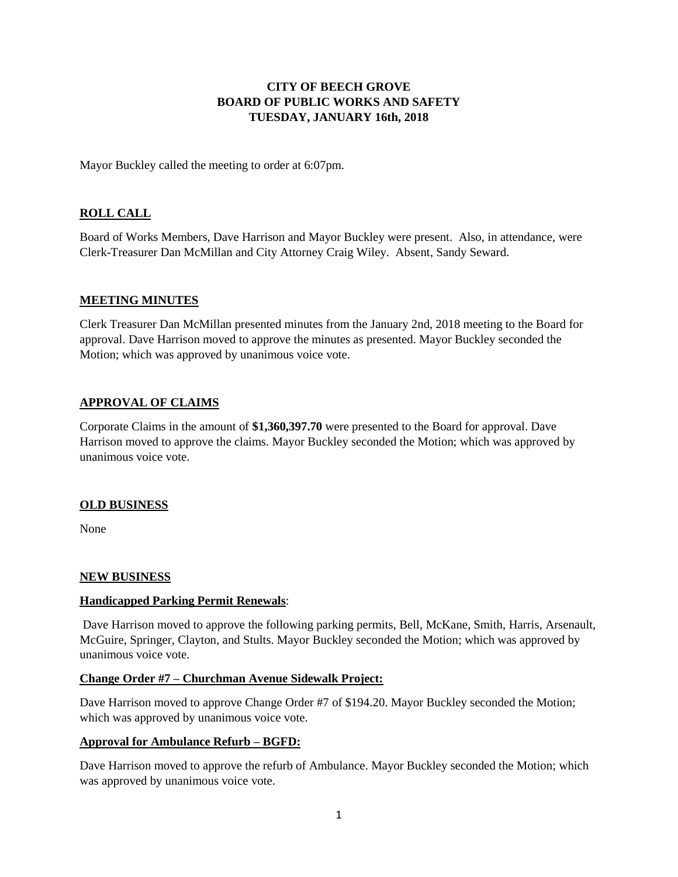# CITY OF BEECH GROVE
# BOARD OF PUBLIC WORKS AND SAFETY
# TUESDAY, JANUARY 16th, 2018

Mayor Buckley called the meeting to order at 6:07pm.

## ROLL CALL

Board of Works Members, Dave Harrison and Mayor Buckley were present. Also, in attendance, were Clerk-Treasurer Dan McMillan and City Attorney Craig Wiley. Absent, Sandy Seward.

## MEETING MINUTES

Clerk Treasurer Dan McMillan presented minutes from the January 2nd, 2018 meeting to the Board for approval. Dave Harrison moved to approve the minutes as presented. Mayor Buckley seconded the Motion; which was approved by unanimous voice vote.

## APPROVAL OF CLAIMS

Corporate Claims in the amount of **$1,360,397.70** were presented to the Board for approval. Dave Harrison moved to approve the claims. Mayor Buckley seconded the Motion; which was approved by unanimous voice vote.

## OLD BUSINESS

None

## NEW BUSINESS

### Handicapped Parking Permit Renewals:

Dave Harrison moved to approve the following parking permits, Bell, McKane, Smith, Harris, Arsenault, McGuire, Springer, Clayton, and Stults. Mayor Buckley seconded the Motion; which was approved by unanimous voice vote.

### Change Order #7 – Churchman Avenue Sidewalk Project:

Dave Harrison moved to approve Change Order #7 of $194.20. Mayor Buckley seconded the Motion; which was approved by unanimous voice vote.

### Approval for Ambulance Refurb – BGFD:

Dave Harrison moved to approve the refurb of Ambulance. Mayor Buckley seconded the Motion; which was approved by unanimous voice vote.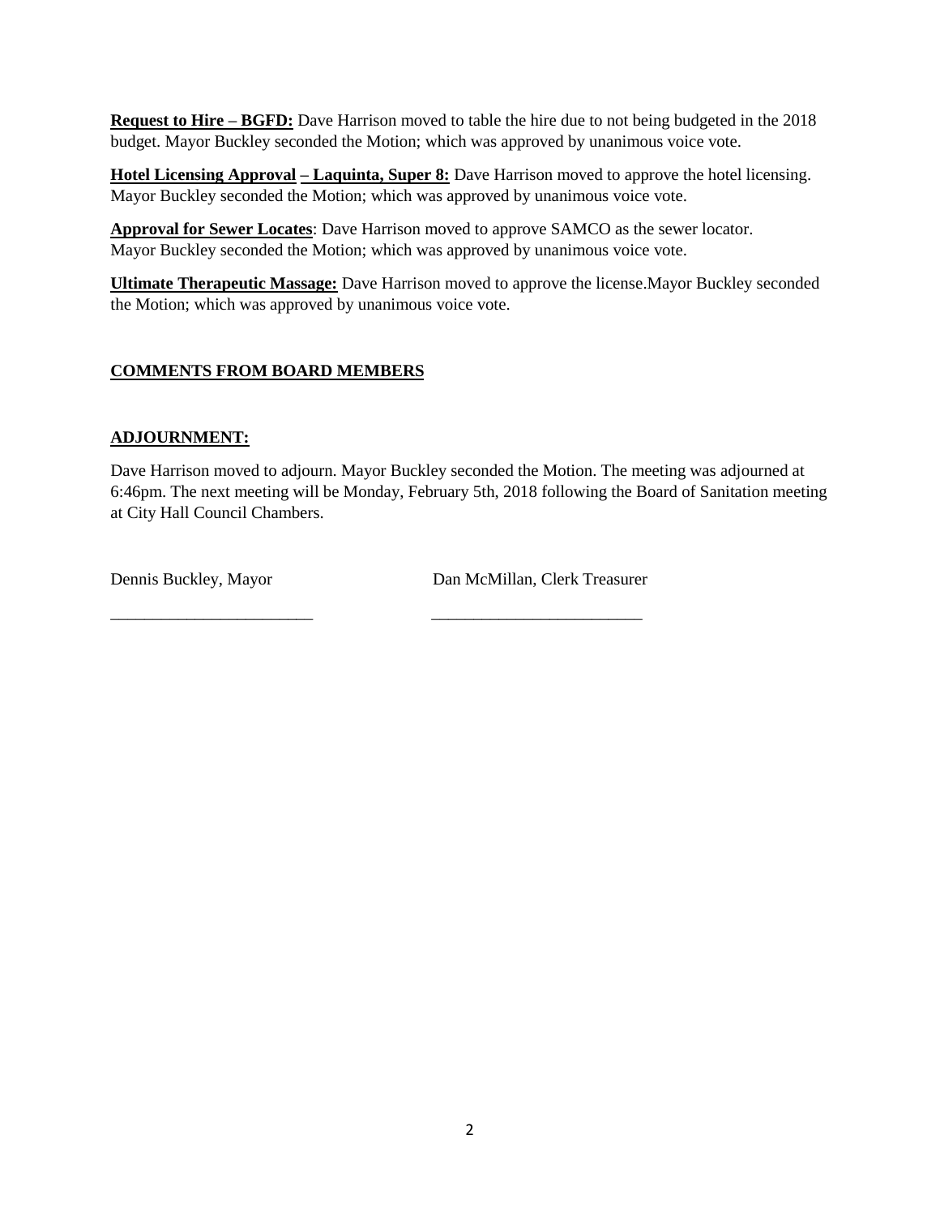**Request to Hire – BGFD:** Dave Harrison moved to table the hire due to not being budgeted in the 2018 budget. Mayor Buckley seconded the Motion; which was approved by unanimous voice vote.

**Hotel Licensing Approval – Laquinta, Super 8:** Dave Harrison moved to approve the hotel licensing. Mayor Buckley seconded the Motion; which was approved by unanimous voice vote.

**Approval for Sewer Locates**: Dave Harrison moved to approve SAMCO as the sewer locator. Mayor Buckley seconded the Motion; which was approved by unanimous voice vote.

**Ultimate Therapeutic Massage:** Dave Harrison moved to approve the license.Mayor Buckley seconded the Motion; which was approved by unanimous voice vote.

## COMMENTS FROM BOARD MEMBERS

## ADJOURNMENT:

Dave Harrison moved to adjourn. Mayor Buckley seconded the Motion. The meeting was adjourned at 6:46pm. The next meeting will be Monday, February 5th, 2018 following the Board of Sanitation meeting at City Hall Council Chambers.

Dennis Buckley, Mayor

________________________

Dan McMillan, Clerk Treasurer

________________________